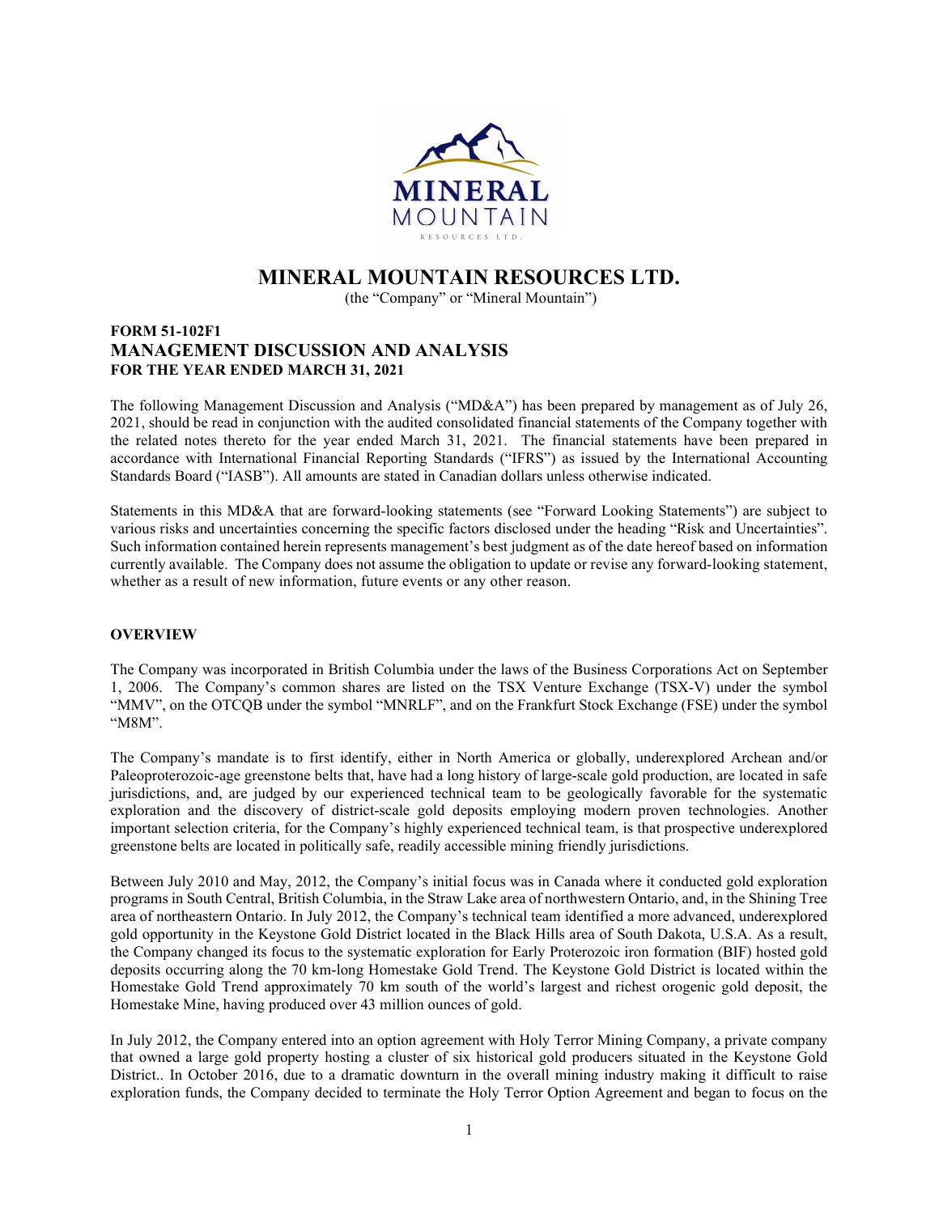# MINERAL MOUNTAIN RESOURCES LTD.

(the "Company" or "Mineral Mountain")

**FORM 51-102F1**
## MANAGEMENT DISCUSSION AND ANALYSIS
**FOR THE YEAR ENDED MARCH 31, 2021**

The following Management Discussion and Analysis ("MD&A") has been prepared by management as of July 26, 2021, should be read in conjunction with the audited consolidated financial statements of the Company together with the related notes thereto for the year ended March 31, 2021. The financial statements have been prepared in accordance with International Financial Reporting Standards ("IFRS") as issued by the International Accounting Standards Board ("IASB"). All amounts are stated in Canadian dollars unless otherwise indicated.

Statements in this MD&A that are forward-looking statements (see "Forward Looking Statements") are subject to various risks and uncertainties concerning the specific factors disclosed under the heading "Risk and Uncertainties". Such information contained herein represents management's best judgment as of the date hereof based on information currently available. The Company does not assume the obligation to update or revise any forward-looking statement, whether as a result of new information, future events or any other reason.

**OVERVIEW**

The Company was incorporated in British Columbia under the laws of the Business Corporations Act on September 1, 2006. The Company's common shares are listed on the TSX Venture Exchange (TSX-V) under the symbol "MMV", on the OTCQB under the symbol "MNRLF", and on the Frankfurt Stock Exchange (FSE) under the symbol "M8M".

The Company's mandate is to first identify, either in North America or globally, underexplored Archean and/or Paleoproterozoic-age greenstone belts that, have had a long history of large-scale gold production, are located in safe jurisdictions, and, are judged by our experienced technical team to be geologically favorable for the systematic exploration and the discovery of district-scale gold deposits employing modern proven technologies. Another important selection criteria, for the Company's highly experienced technical team, is that prospective underexplored greenstone belts are located in politically safe, readily accessible mining friendly jurisdictions.

Between July 2010 and May, 2012, the Company's initial focus was in Canada where it conducted gold exploration programs in South Central, British Columbia, in the Straw Lake area of northwestern Ontario, and, in the Shining Tree area of northeastern Ontario. In July 2012, the Company's technical team identified a more advanced, underexplored gold opportunity in the Keystone Gold District located in the Black Hills area of South Dakota, U.S.A. As a result, the Company changed its focus to the systematic exploration for Early Proterozoic iron formation (BIF) hosted gold deposits occurring along the 70 km-long Homestake Gold Trend. The Keystone Gold District is located within the Homestake Gold Trend approximately 70 km south of the world's largest and richest orogenic gold deposit, the Homestake Mine, having produced over 43 million ounces of gold.

In July 2012, the Company entered into an option agreement with Holy Terror Mining Company, a private company that owned a large gold property hosting a cluster of six historical gold producers situated in the Keystone Gold District.. In October 2016, due to a dramatic downturn in the overall mining industry making it difficult to raise exploration funds, the Company decided to terminate the Holy Terror Option Agreement and began to focus on the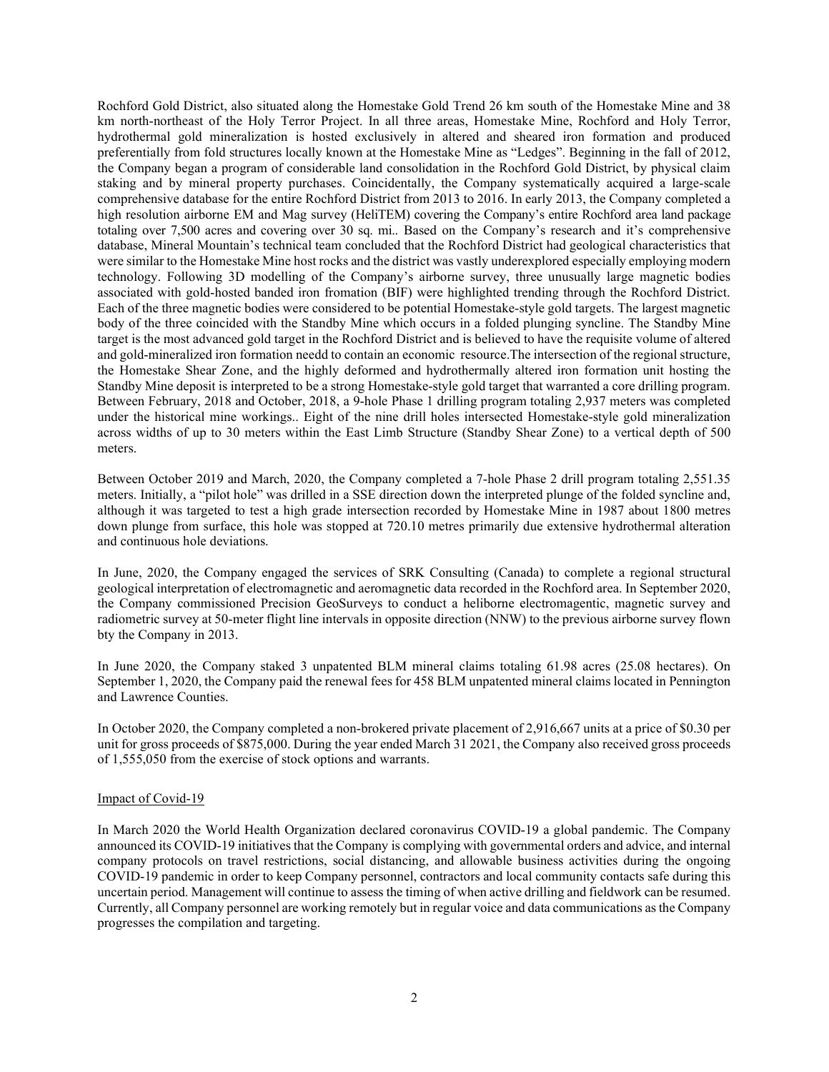Rochford Gold District, also situated along the Homestake Gold Trend 26 km south of the Homestake Mine and 38 km north-northeast of the Holy Terror Project. In all three areas, Homestake Mine, Rochford and Holy Terror, hydrothermal gold mineralization is hosted exclusively in altered and sheared iron formation and produced preferentially from fold structures locally known at the Homestake Mine as "Ledges". Beginning in the fall of 2012, the Company began a program of considerable land consolidation in the Rochford Gold District, by physical claim staking and by mineral property purchases. Coincidentally, the Company systematically acquired a large-scale comprehensive database for the entire Rochford District from 2013 to 2016. In early 2013, the Company completed a high resolution airborne EM and Mag survey (HeliTEM) covering the Company's entire Rochford area land package totaling over 7,500 acres and covering over 30 sq. mi.. Based on the Company's research and it's comprehensive database, Mineral Mountain's technical team concluded that the Rochford District had geological characteristics that were similar to the Homestake Mine host rocks and the district was vastly underexplored especially employing modern technology. Following 3D modelling of the Company's airborne survey, three unusually large magnetic bodies associated with gold-hosted banded iron fromation (BIF) were highlighted trending through the Rochford District. Each of the three magnetic bodies were considered to be potential Homestake-style gold targets. The largest magnetic body of the three coincided with the Standby Mine which occurs in a folded plunging syncline. The Standby Mine target is the most advanced gold target in the Rochford District and is believed to have the requisite volume of altered and gold-mineralized iron formation needd to contain an economic resource.The intersection of the regional structure, the Homestake Shear Zone, and the highly deformed and hydrothermally altered iron formation unit hosting the Standby Mine deposit is interpreted to be a strong Homestake-style gold target that warranted a core drilling program. Between February, 2018 and October, 2018, a 9-hole Phase 1 drilling program totaling 2,937 meters was completed under the historical mine workings.. Eight of the nine drill holes intersected Homestake-style gold mineralization across widths of up to 30 meters within the East Limb Structure (Standby Shear Zone) to a vertical depth of 500 meters.

Between October 2019 and March, 2020, the Company completed a 7-hole Phase 2 drill program totaling 2,551.35 meters. Initially, a "pilot hole" was drilled in a SSE direction down the interpreted plunge of the folded syncline and, although it was targeted to test a high grade intersection recorded by Homestake Mine in 1987 about 1800 metres down plunge from surface, this hole was stopped at 720.10 metres primarily due extensive hydrothermal alteration and continuous hole deviations.

In June, 2020, the Company engaged the services of SRK Consulting (Canada) to complete a regional structural geological interpretation of electromagnetic and aeromagnetic data recorded in the Rochford area. In September 2020, the Company commissioned Precision GeoSurveys to conduct a heliborne electromagentic, magnetic survey and radiometric survey at 50-meter flight line intervals in opposite direction (NNW) to the previous airborne survey flown bty the Company in 2013.

In June 2020, the Company staked 3 unpatented BLM mineral claims totaling 61.98 acres (25.08 hectares). On September 1, 2020, the Company paid the renewal fees for 458 BLM unpatented mineral claims located in Pennington and Lawrence Counties.

In October 2020, the Company completed a non-brokered private placement of 2,916,667 units at a price of $0.30 per unit for gross proceeds of $875,000. During the year ended March 31 2021, the Company also received gross proceeds of 1,555,050 from the exercise of stock options and warrants.

Impact of Covid-19

In March 2020 the World Health Organization declared coronavirus COVID-19 a global pandemic. The Company announced its COVID-19 initiatives that the Company is complying with governmental orders and advice, and internal company protocols on travel restrictions, social distancing, and allowable business activities during the ongoing COVID-19 pandemic in order to keep Company personnel, contractors and local community contacts safe during this uncertain period. Management will continue to assess the timing of when active drilling and fieldwork can be resumed. Currently, all Company personnel are working remotely but in regular voice and data communications as the Company progresses the compilation and targeting.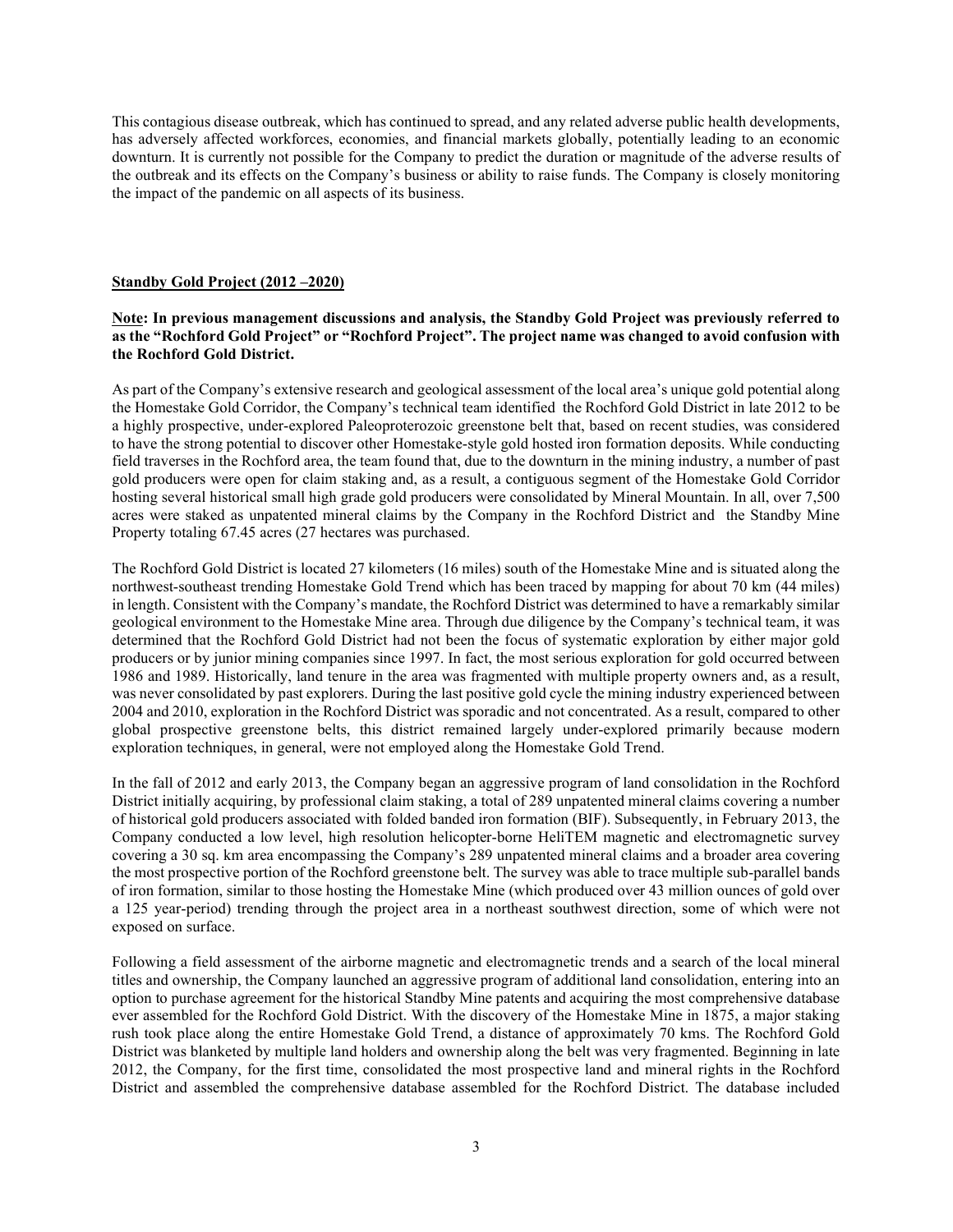This contagious disease outbreak, which has continued to spread, and any related adverse public health developments, has adversely affected workforces, economies, and financial markets globally, potentially leading to an economic downturn. It is currently not possible for the Company to predict the duration or magnitude of the adverse results of the outbreak and its effects on the Company's business or ability to raise funds. The Company is closely monitoring the impact of the pandemic on all aspects of its business.

## Standby Gold Project (2012 –2020)

**Note: In previous management discussions and analysis, the Standby Gold Project was previously referred to as the "Rochford Gold Project" or "Rochford Project". The project name was changed to avoid confusion with the Rochford Gold District.**

As part of the Company's extensive research and geological assessment of the local area's unique gold potential along the Homestake Gold Corridor, the Company's technical team identified the Rochford Gold District in late 2012 to be a highly prospective, under-explored Paleoproterozoic greenstone belt that, based on recent studies, was considered to have the strong potential to discover other Homestake-style gold hosted iron formation deposits. While conducting field traverses in the Rochford area, the team found that, due to the downturn in the mining industry, a number of past gold producers were open for claim staking and, as a result, a contiguous segment of the Homestake Gold Corridor hosting several historical small high grade gold producers were consolidated by Mineral Mountain. In all, over 7,500 acres were staked as unpatented mineral claims by the Company in the Rochford District and the Standby Mine Property totaling 67.45 acres (27 hectares was purchased.

The Rochford Gold District is located 27 kilometers (16 miles) south of the Homestake Mine and is situated along the northwest-southeast trending Homestake Gold Trend which has been traced by mapping for about 70 km (44 miles) in length. Consistent with the Company's mandate, the Rochford District was determined to have a remarkably similar geological environment to the Homestake Mine area. Through due diligence by the Company's technical team, it was determined that the Rochford Gold District had not been the focus of systematic exploration by either major gold producers or by junior mining companies since 1997. In fact, the most serious exploration for gold occurred between 1986 and 1989. Historically, land tenure in the area was fragmented with multiple property owners and, as a result, was never consolidated by past explorers. During the last positive gold cycle the mining industry experienced between 2004 and 2010, exploration in the Rochford District was sporadic and not concentrated. As a result, compared to other global prospective greenstone belts, this district remained largely under-explored primarily because modern exploration techniques, in general, were not employed along the Homestake Gold Trend.

In the fall of 2012 and early 2013, the Company began an aggressive program of land consolidation in the Rochford District initially acquiring, by professional claim staking, a total of 289 unpatented mineral claims covering a number of historical gold producers associated with folded banded iron formation (BIF). Subsequently, in February 2013, the Company conducted a low level, high resolution helicopter-borne HeliTEM magnetic and electromagnetic survey covering a 30 sq. km area encompassing the Company's 289 unpatented mineral claims and a broader area covering the most prospective portion of the Rochford greenstone belt. The survey was able to trace multiple sub-parallel bands of iron formation, similar to those hosting the Homestake Mine (which produced over 43 million ounces of gold over a 125 year-period) trending through the project area in a northeast southwest direction, some of which were not exposed on surface.

Following a field assessment of the airborne magnetic and electromagnetic trends and a search of the local mineral titles and ownership, the Company launched an aggressive program of additional land consolidation, entering into an option to purchase agreement for the historical Standby Mine patents and acquiring the most comprehensive database ever assembled for the Rochford Gold District. With the discovery of the Homestake Mine in 1875, a major staking rush took place along the entire Homestake Gold Trend, a distance of approximately 70 kms. The Rochford Gold District was blanketed by multiple land holders and ownership along the belt was very fragmented. Beginning in late 2012, the Company, for the first time, consolidated the most prospective land and mineral rights in the Rochford District and assembled the comprehensive database assembled for the Rochford District. The database included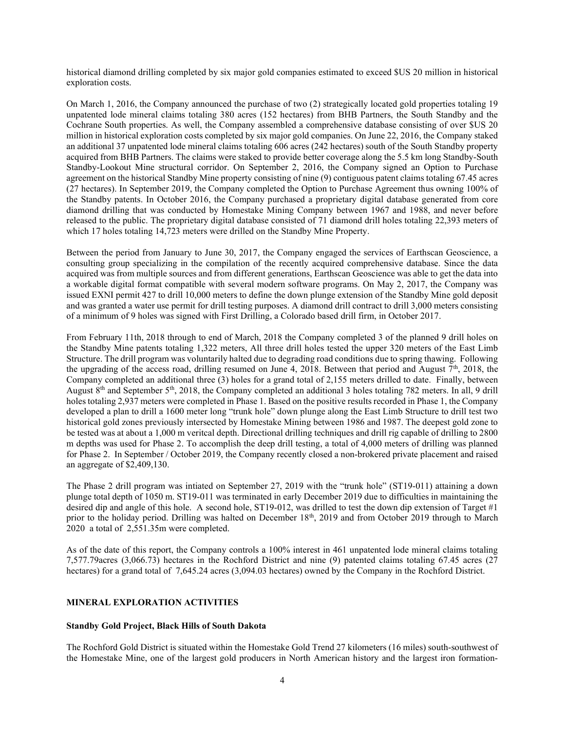historical diamond drilling completed by six major gold companies estimated to exceed $US 20 million in historical exploration costs.

On March 1, 2016, the Company announced the purchase of two (2) strategically located gold properties totaling 19 unpatented lode mineral claims totaling 380 acres (152 hectares) from BHB Partners, the South Standby and the Cochrane South properties. As well, the Company assembled a comprehensive database consisting of over $US 20 million in historical exploration costs completed by six major gold companies. On June 22, 2016, the Company staked an additional 37 unpatented lode mineral claims totaling 606 acres (242 hectares) south of the South Standby property acquired from BHB Partners. The claims were staked to provide better coverage along the 5.5 km long Standby-South Standby-Lookout Mine structural corridor. On September 2, 2016, the Company signed an Option to Purchase agreement on the historical Standby Mine property consisting of nine (9) contiguous patent claims totaling 67.45 acres (27 hectares). In September 2019, the Company completed the Option to Purchase Agreement thus owning 100% of the Standby patents. In October 2016, the Company purchased a proprietary digital database generated from core diamond drilling that was conducted by Homestake Mining Company between 1967 and 1988, and never before released to the public. The proprietary digital database consisted of 71 diamond drill holes totaling 22,393 meters of which 17 holes totaling 14,723 meters were drilled on the Standby Mine Property.

Between the period from January to June 30, 2017, the Company engaged the services of Earthscan Geoscience, a consulting group specializing in the compilation of the recently acquired comprehensive database. Since the data acquired was from multiple sources and from different generations, Earthscan Geoscience was able to get the data into a workable digital format compatible with several modern software programs. On May 2, 2017, the Company was issued EXNI permit 427 to drill 10,000 meters to define the down plunge extension of the Standby Mine gold deposit and was granted a water use permit for drill testing purposes. A diamond drill contract to drill 3,000 meters consisting of a minimum of 9 holes was signed with First Drilling, a Colorado based drill firm, in October 2017.

From February 11th, 2018 through to end of March, 2018 the Company completed 3 of the planned 9 drill holes on the Standby Mine patents totaling 1,322 meters, All three drill holes tested the upper 320 meters of the East Limb Structure. The drill program was voluntarily halted due to degrading road conditions due to spring thawing. Following the upgrading of the access road, drilling resumed on June 4, 2018. Between that period and August 7th, 2018, the Company completed an additional three (3) holes for a grand total of 2,155 meters drilled to date. Finally, between August 8th and September 5th, 2018, the Company completed an additional 3 holes totaling 782 meters. In all, 9 drill holes totaling 2,937 meters were completed in Phase 1. Based on the positive results recorded in Phase 1, the Company developed a plan to drill a 1600 meter long "trunk hole" down plunge along the East Limb Structure to drill test two historical gold zones previously intersected by Homestake Mining between 1986 and 1987. The deepest gold zone to be tested was at about a 1,000 m veritcal depth. Directional drilling techniques and drill rig capable of drilling to 2800 m depths was used for Phase 2. To accomplish the deep drill testing, a total of 4,000 meters of drilling was planned for Phase 2. In September / October 2019, the Company recently closed a non-brokered private placement and raised an aggregate of $2,409,130.

The Phase 2 drill program was intiated on September 27, 2019 with the "trunk hole" (ST19-011) attaining a down plunge total depth of 1050 m. ST19-011 was terminated in early December 2019 due to difficulties in maintaining the desired dip and angle of this hole. A second hole, ST19-012, was drilled to test the down dip extension of Target #1 prior to the holiday period. Drilling was halted on December 18th, 2019 and from October 2019 through to March 2020 a total of 2,551.35m were completed.

As of the date of this report, the Company controls a 100% interest in 461 unpatented lode mineral claims totaling 7,577.79acres (3,066.73) hectares in the Rochford District and nine (9) patented claims totaling 67.45 acres (27 hectares) for a grand total of 7,645.24 acres (3,094.03 hectares) owned by the Company in the Rochford District.

## MINERAL EXPLORATION ACTIVITIES

### Standby Gold Project, Black Hills of South Dakota

The Rochford Gold District is situated within the Homestake Gold Trend 27 kilometers (16 miles) south-southwest of the Homestake Mine, one of the largest gold producers in North American history and the largest iron formation-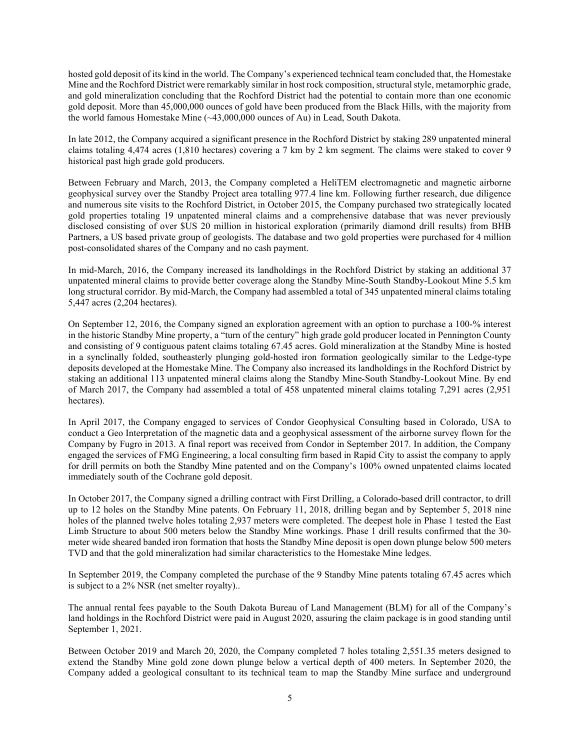hosted gold deposit of its kind in the world. The Company's experienced technical team concluded that, the Homestake Mine and the Rochford District were remarkably similar in host rock composition, structural style, metamorphic grade, and gold mineralization concluding that the Rochford District had the potential to contain more than one economic gold deposit. More than 45,000,000 ounces of gold have been produced from the Black Hills, with the majority from the world famous Homestake Mine (~43,000,000 ounces of Au) in Lead, South Dakota.

In late 2012, the Company acquired a significant presence in the Rochford District by staking 289 unpatented mineral claims totaling 4,474 acres (1,810 hectares) covering a 7 km by 2 km segment. The claims were staked to cover 9 historical past high grade gold producers.

Between February and March, 2013, the Company completed a HeliTEM electromagnetic and magnetic airborne geophysical survey over the Standby Project area totalling 977.4 line km. Following further research, due diligence and numerous site visits to the Rochford District, in October 2015, the Company purchased two strategically located gold properties totaling 19 unpatented mineral claims and a comprehensive database that was never previously disclosed consisting of over $US 20 million in historical exploration (primarily diamond drill results) from BHB Partners, a US based private group of geologists. The database and two gold properties were purchased for 4 million post-consolidated shares of the Company and no cash payment.

In mid-March, 2016, the Company increased its landholdings in the Rochford District by staking an additional 37 unpatented mineral claims to provide better coverage along the Standby Mine-South Standby-Lookout Mine 5.5 km long structural corridor. By mid-March, the Company had assembled a total of 345 unpatented mineral claims totaling 5,447 acres (2,204 hectares).

On September 12, 2016, the Company signed an exploration agreement with an option to purchase a 100-% interest in the historic Standby Mine property, a "turn of the century" high grade gold producer located in Pennington County and consisting of 9 contiguous patent claims totaling 67.45 acres. Gold mineralization at the Standby Mine is hosted in a synclinally folded, southeasterly plunging gold-hosted iron formation geologically similar to the Ledge-type deposits developed at the Homestake Mine. The Company also increased its landholdings in the Rochford District by staking an additional 113 unpatented mineral claims along the Standby Mine-South Standby-Lookout Mine. By end of March 2017, the Company had assembled a total of 458 unpatented mineral claims totaling 7,291 acres (2,951 hectares).

In April 2017, the Company engaged to services of Condor Geophysical Consulting based in Colorado, USA to conduct a Geo Interpretation of the magnetic data and a geophysical assessment of the airborne survey flown for the Company by Fugro in 2013. A final report was received from Condor in September 2017. In addition, the Company engaged the services of FMG Engineering, a local consulting firm based in Rapid City to assist the company to apply for drill permits on both the Standby Mine patented and on the Company's 100% owned unpatented claims located immediately south of the Cochrane gold deposit.

In October 2017, the Company signed a drilling contract with First Drilling, a Colorado-based drill contractor, to drill up to 12 holes on the Standby Mine patents. On February 11, 2018, drilling began and by September 5, 2018 nine holes of the planned twelve holes totaling 2,937 meters were completed. The deepest hole in Phase 1 tested the East Limb Structure to about 500 meters below the Standby Mine workings. Phase 1 drill results confirmed that the 30-meter wide sheared banded iron formation that hosts the Standby Mine deposit is open down plunge below 500 meters TVD and that the gold mineralization had similar characteristics to the Homestake Mine ledges.

In September 2019, the Company completed the purchase of the 9 Standby Mine patents totaling 67.45 acres which is subject to a 2% NSR (net smelter royalty)..

The annual rental fees payable to the South Dakota Bureau of Land Management (BLM) for all of the Company's land holdings in the Rochford District were paid in August 2020, assuring the claim package is in good standing until September 1, 2021.

Between October 2019 and March 20, 2020, the Company completed 7 holes totaling 2,551.35 meters designed to extend the Standby Mine gold zone down plunge below a vertical depth of 400 meters. In September 2020, the Company added a geological consultant to its technical team to map the Standby Mine surface and underground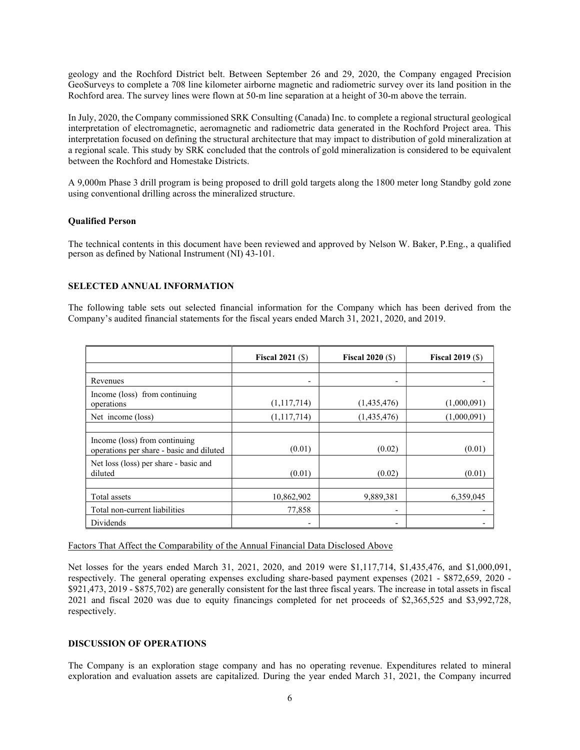geology and the Rochford District belt. Between September 26 and 29, 2020, the Company engaged Precision GeoSurveys to complete a 708 line kilometer airborne magnetic and radiometric survey over its land position in the Rochford area. The survey lines were flown at 50-m line separation at a height of 30-m above the terrain.

In July, 2020, the Company commissioned SRK Consulting (Canada) Inc. to complete a regional structural geological interpretation of electromagnetic, aeromagnetic and radiometric data generated in the Rochford Project area. This interpretation focused on defining the structural architecture that may impact to distribution of gold mineralization at a regional scale. This study by SRK concluded that the controls of gold mineralization is considered to be equivalent between the Rochford and Homestake Districts.

A 9,000m Phase 3 drill program is being proposed to drill gold targets along the 1800 meter long Standby gold zone using conventional drilling across the mineralized structure.

**Qualified Person**

The technical contents in this document have been reviewed and approved by Nelson W. Baker, P.Eng., a qualified person as defined by National Instrument (NI) 43-101.

**SELECTED ANNUAL INFORMATION**

The following table sets out selected financial information for the Company which has been derived from the Company's audited financial statements for the fiscal years ended March 31, 2021, 2020, and 2019.

| | **Fiscal 2021** ($) | **Fiscal 2020** ($) | **Fiscal 2019** ($) |
|---|---|---|---|
| | | | |
| Revenues | - | - | - |
| Income (loss) from continuing operations | (1,117,714) | (1,435,476) | (1,000,091) |
| Net income (loss) | (1,117,714) | (1,435,476) | (1,000,091) |
| | | | |
| Income (loss) from continuing operations per share - basic and diluted | (0.01) | (0.02) | (0.01) |
| Net loss (loss) per share - basic and diluted | (0.01) | (0.02) | (0.01) |
| | | | |
| Total assets | 10,862,902 | 9,889,381 | 6,359,045 |
| Total non-current liabilities | 77,858 | - | - |
| Dividends | - | - | - |

Factors That Affect the Comparability of the Annual Financial Data Disclosed Above

Net losses for the years ended March 31, 2021, 2020, and 2019 were $1,117,714, $1,435,476, and $1,000,091, respectively. The general operating expenses excluding share-based payment expenses (2021 - $872,659, 2020 - $921,473, 2019 - $875,702) are generally consistent for the last three fiscal years. The increase in total assets in fiscal 2021 and fiscal 2020 was due to equity financings completed for net proceeds of $2,365,525 and $3,992,728, respectively.

**DISCUSSION OF OPERATIONS**

The Company is an exploration stage company and has no operating revenue. Expenditures related to mineral exploration and evaluation assets are capitalized. During the year ended March 31, 2021, the Company incurred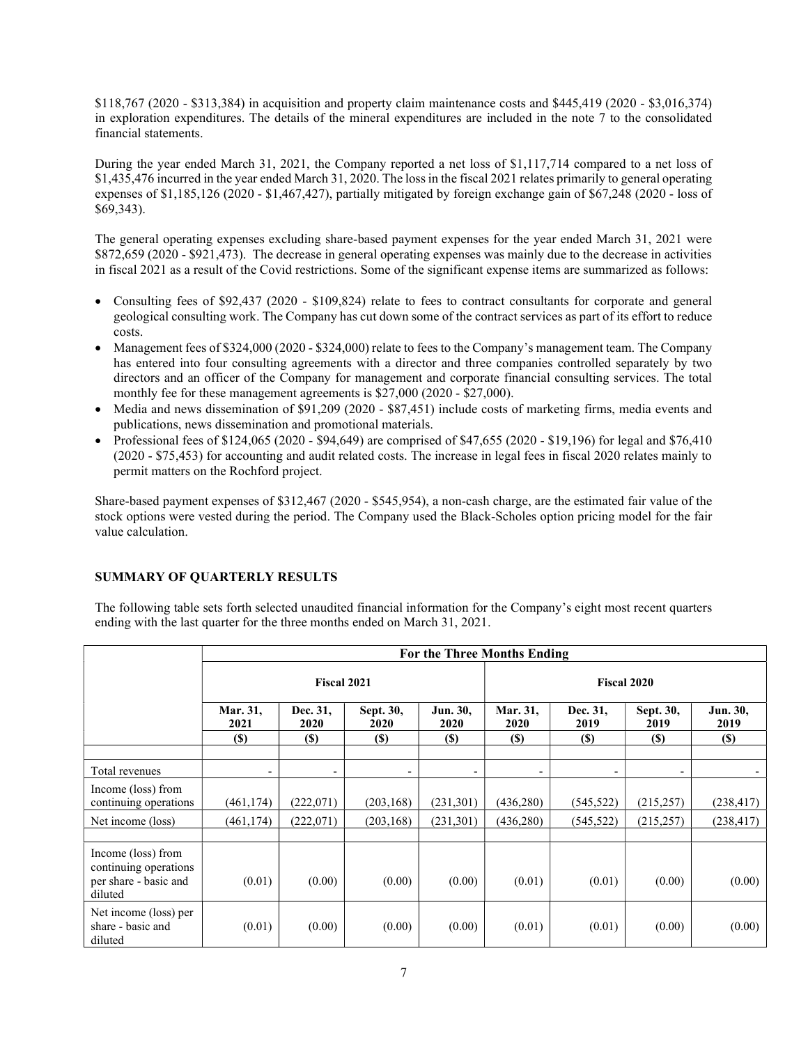$118,767 (2020 - $313,384) in acquisition and property claim maintenance costs and $445,419 (2020 - $3,016,374) in exploration expenditures. The details of the mineral expenditures are included in the note 7 to the consolidated financial statements.

During the year ended March 31, 2021, the Company reported a net loss of $1,117,714 compared to a net loss of $1,435,476 incurred in the year ended March 31, 2020. The loss in the fiscal 2021 relates primarily to general operating expenses of $1,185,126 (2020 - $1,467,427), partially mitigated by foreign exchange gain of $67,248 (2020 - loss of $69,343).

The general operating expenses excluding share-based payment expenses for the year ended March 31, 2021 were $872,659 (2020 - $921,473). The decrease in general operating expenses was mainly due to the decrease in activities in fiscal 2021 as a result of the Covid restrictions. Some of the significant expense items are summarized as follows:

- Consulting fees of $92,437 (2020 - $109,824) relate to fees to contract consultants for corporate and general geological consulting work. The Company has cut down some of the contract services as part of its effort to reduce costs.
- Management fees of $324,000 (2020 - $324,000) relate to fees to the Company's management team. The Company has entered into four consulting agreements with a director and three companies controlled separately by two directors and an officer of the Company for management and corporate financial consulting services. The total monthly fee for these management agreements is $27,000 (2020 - $27,000).
- Media and news dissemination of $91,209 (2020 - $87,451) include costs of marketing firms, media events and publications, news dissemination and promotional materials.
- Professional fees of $124,065 (2020 - $94,649) are comprised of $47,655 (2020 - $19,196) for legal and $76,410 (2020 - $75,453) for accounting and audit related costs. The increase in legal fees in fiscal 2020 relates mainly to permit matters on the Rochford project.

Share-based payment expenses of $312,467 (2020 - $545,954), a non-cash charge, are the estimated fair value of the stock options were vested during the period. The Company used the Black-Scholes option pricing model for the fair value calculation.

## SUMMARY OF QUARTERLY RESULTS

The following table sets forth selected unaudited financial information for the Company's eight most recent quarters ending with the last quarter for the three months ended on March 31, 2021.

| | For the Three Months Ending | | | | | | | |
|---|---|---|---|---|---|---|---|---|
| | Fiscal 2021 | | | | Fiscal 2020 | | | |
| | Mar. 31, 2021 | Dec. 31, 2020 | Sept. 30, 2020 | Jun. 30, 2020 | Mar. 31, 2020 | Dec. 31, 2019 | Sept. 30, 2019 | Jun. 30, 2019 |
| | ($) | ($) | ($) | ($) | ($) | ($) | ($) | ($) |
| Total revenues | - | - | - | - | - | - | - | - |
| Income (loss) from continuing operations | (461,174) | (222,071) | (203,168) | (231,301) | (436,280) | (545,522) | (215,257) | (238,417) |
| Net income (loss) | (461,174) | (222,071) | (203,168) | (231,301) | (436,280) | (545,522) | (215,257) | (238,417) |
| Income (loss) from continuing operations per share - basic and diluted | (0.01) | (0.00) | (0.00) | (0.00) | (0.01) | (0.01) | (0.00) | (0.00) |
| Net income (loss) per share - basic and diluted | (0.01) | (0.00) | (0.00) | (0.00) | (0.01) | (0.01) | (0.00) | (0.00) |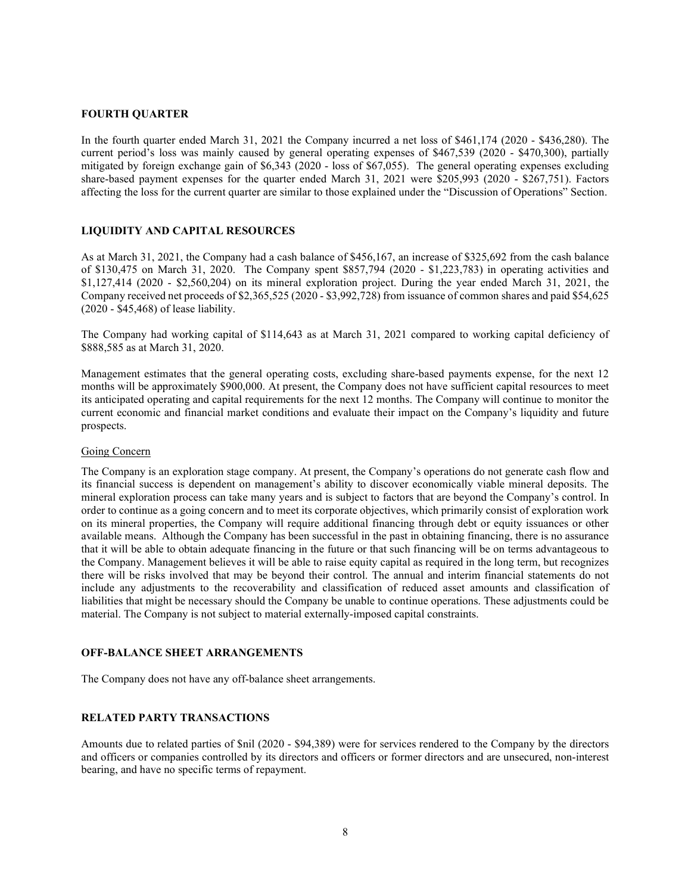## FOURTH QUARTER

In the fourth quarter ended March 31, 2021 the Company incurred a net loss of $461,174 (2020 - $436,280). The current period's loss was mainly caused by general operating expenses of $467,539 (2020 - $470,300), partially mitigated by foreign exchange gain of $6,343 (2020 - loss of $67,055). The general operating expenses excluding share-based payment expenses for the quarter ended March 31, 2021 were $205,993 (2020 - $267,751). Factors affecting the loss for the current quarter are similar to those explained under the "Discussion of Operations" Section.

## LIQUIDITY AND CAPITAL RESOURCES

As at March 31, 2021, the Company had a cash balance of $456,167, an increase of $325,692 from the cash balance of $130,475 on March 31, 2020. The Company spent $857,794 (2020 - $1,223,783) in operating activities and $1,127,414 (2020 - $2,560,204) on its mineral exploration project. During the year ended March 31, 2021, the Company received net proceeds of $2,365,525 (2020 - $3,992,728) from issuance of common shares and paid $54,625 (2020 - $45,468) of lease liability.

The Company had working capital of $114,643 as at March 31, 2021 compared to working capital deficiency of $888,585 as at March 31, 2020.

Management estimates that the general operating costs, excluding share-based payments expense, for the next 12 months will be approximately $900,000. At present, the Company does not have sufficient capital resources to meet its anticipated operating and capital requirements for the next 12 months. The Company will continue to monitor the current economic and financial market conditions and evaluate their impact on the Company's liquidity and future prospects.

### Going Concern

The Company is an exploration stage company. At present, the Company's operations do not generate cash flow and its financial success is dependent on management's ability to discover economically viable mineral deposits. The mineral exploration process can take many years and is subject to factors that are beyond the Company's control. In order to continue as a going concern and to meet its corporate objectives, which primarily consist of exploration work on its mineral properties, the Company will require additional financing through debt or equity issuances or other available means. Although the Company has been successful in the past in obtaining financing, there is no assurance that it will be able to obtain adequate financing in the future or that such financing will be on terms advantageous to the Company. Management believes it will be able to raise equity capital as required in the long term, but recognizes there will be risks involved that may be beyond their control. The annual and interim financial statements do not include any adjustments to the recoverability and classification of reduced asset amounts and classification of liabilities that might be necessary should the Company be unable to continue operations. These adjustments could be material. The Company is not subject to material externally-imposed capital constraints.

## OFF-BALANCE SHEET ARRANGEMENTS

The Company does not have any off-balance sheet arrangements.

## RELATED PARTY TRANSACTIONS

Amounts due to related parties of $nil (2020 - $94,389) were for services rendered to the Company by the directors and officers or companies controlled by its directors and officers or former directors and are unsecured, non-interest bearing, and have no specific terms of repayment.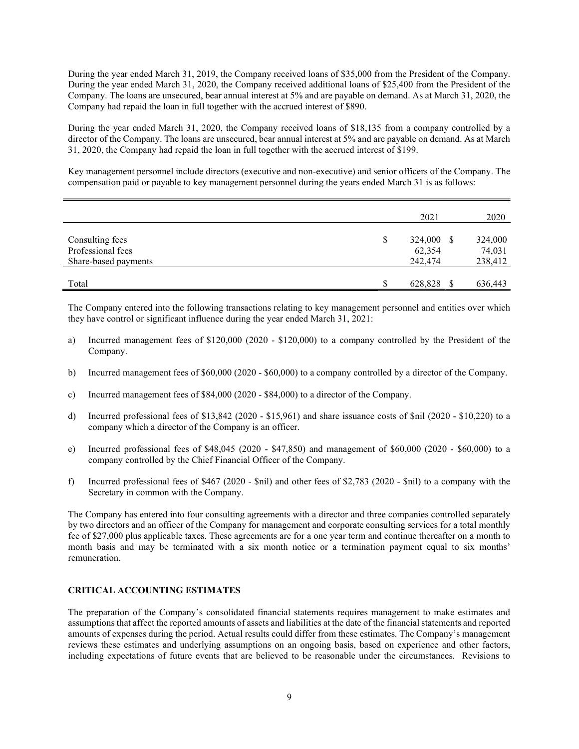During the year ended March 31, 2019, the Company received loans of $35,000 from the President of the Company. During the year ended March 31, 2020, the Company received additional loans of $25,400 from the President of the Company. The loans are unsecured, bear annual interest at 5% and are payable on demand. As at March 31, 2020, the Company had repaid the loan in full together with the accrued interest of $890.

During the year ended March 31, 2020, the Company received loans of $18,135 from a company controlled by a director of the Company. The loans are unsecured, bear annual interest at 5% and are payable on demand. As at March 31, 2020, the Company had repaid the loan in full together with the accrued interest of $199.

Key management personnel include directors (executive and non-executive) and senior officers of the Company. The compensation paid or payable to key management personnel during the years ended March 31 is as follows:

| | | 2021 | | 2020 |
|---|---|---|---|---|
| Consulting fees | $ | 324,000 | $ | 324,000 |
| Professional fees | | 62,354 | | 74,031 |
| Share-based payments | | 242,474 | | 238,412 |
| Total | $ | 628,828 | $ | 636,443 |

The Company entered into the following transactions relating to key management personnel and entities over which they have control or significant influence during the year ended March 31, 2021:

a) Incurred management fees of $120,000 (2020 - $120,000) to a company controlled by the President of the Company.

b) Incurred management fees of $60,000 (2020 - $60,000) to a company controlled by a director of the Company.

c) Incurred management fees of $84,000 (2020 - $84,000) to a director of the Company.

d) Incurred professional fees of $13,842 (2020 - $15,961) and share issuance costs of $nil (2020 - $10,220) to a company which a director of the Company is an officer.

e) Incurred professional fees of $48,045 (2020 - $47,850) and management of $60,000 (2020 - $60,000) to a company controlled by the Chief Financial Officer of the Company.

f) Incurred professional fees of $467 (2020 - $nil) and other fees of $2,783 (2020 - $nil) to a company with the Secretary in common with the Company.

The Company has entered into four consulting agreements with a director and three companies controlled separately by two directors and an officer of the Company for management and corporate consulting services for a total monthly fee of $27,000 plus applicable taxes. These agreements are for a one year term and continue thereafter on a month to month basis and may be terminated with a six month notice or a termination payment equal to six months' remuneration.

**CRITICAL ACCOUNTING ESTIMATES**

The preparation of the Company's consolidated financial statements requires management to make estimates and assumptions that affect the reported amounts of assets and liabilities at the date of the financial statements and reported amounts of expenses during the period. Actual results could differ from these estimates. The Company's management reviews these estimates and underlying assumptions on an ongoing basis, based on experience and other factors, including expectations of future events that are believed to be reasonable under the circumstances. Revisions to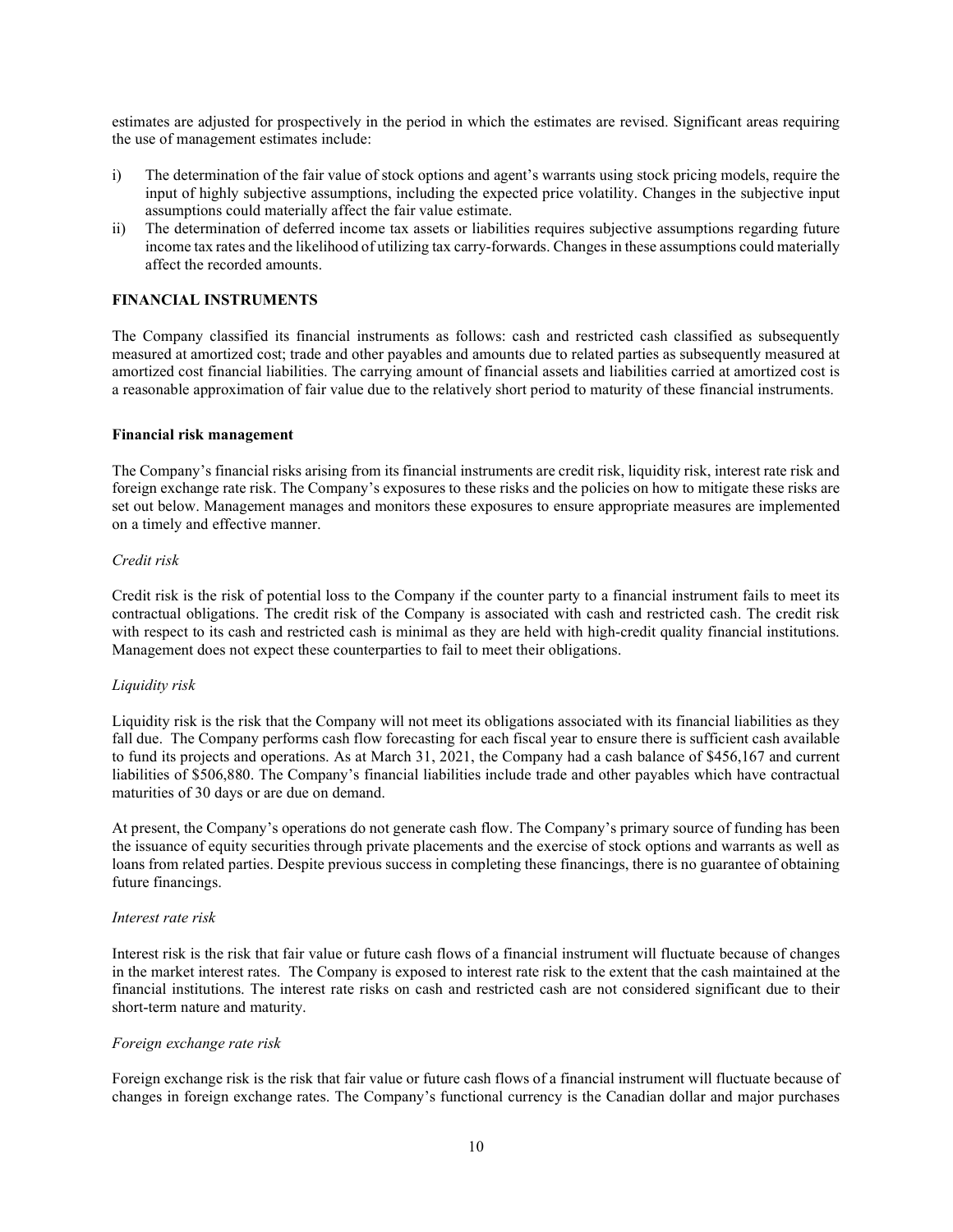estimates are adjusted for prospectively in the period in which the estimates are revised. Significant areas requiring the use of management estimates include:

i) The determination of the fair value of stock options and agent's warrants using stock pricing models, require the input of highly subjective assumptions, including the expected price volatility. Changes in the subjective input assumptions could materially affect the fair value estimate.
ii) The determination of deferred income tax assets or liabilities requires subjective assumptions regarding future income tax rates and the likelihood of utilizing tax carry-forwards. Changes in these assumptions could materially affect the recorded amounts.

## FINANCIAL INSTRUMENTS

The Company classified its financial instruments as follows: cash and restricted cash classified as subsequently measured at amortized cost; trade and other payables and amounts due to related parties as subsequently measured at amortized cost financial liabilities. The carrying amount of financial assets and liabilities carried at amortized cost is a reasonable approximation of fair value due to the relatively short period to maturity of these financial instruments.

### Financial risk management

The Company's financial risks arising from its financial instruments are credit risk, liquidity risk, interest rate risk and foreign exchange rate risk. The Company's exposures to these risks and the policies on how to mitigate these risks are set out below. Management manages and monitors these exposures to ensure appropriate measures are implemented on a timely and effective manner.

*Credit risk*

Credit risk is the risk of potential loss to the Company if the counter party to a financial instrument fails to meet its contractual obligations. The credit risk of the Company is associated with cash and restricted cash. The credit risk with respect to its cash and restricted cash is minimal as they are held with high-credit quality financial institutions. Management does not expect these counterparties to fail to meet their obligations.

*Liquidity risk*

Liquidity risk is the risk that the Company will not meet its obligations associated with its financial liabilities as they fall due. The Company performs cash flow forecasting for each fiscal year to ensure there is sufficient cash available to fund its projects and operations. As at March 31, 2021, the Company had a cash balance of $456,167 and current liabilities of $506,880. The Company's financial liabilities include trade and other payables which have contractual maturities of 30 days or are due on demand.

At present, the Company's operations do not generate cash flow. The Company's primary source of funding has been the issuance of equity securities through private placements and the exercise of stock options and warrants as well as loans from related parties. Despite previous success in completing these financings, there is no guarantee of obtaining future financings.

*Interest rate risk*

Interest risk is the risk that fair value or future cash flows of a financial instrument will fluctuate because of changes in the market interest rates. The Company is exposed to interest rate risk to the extent that the cash maintained at the financial institutions. The interest rate risks on cash and restricted cash are not considered significant due to their short-term nature and maturity.

*Foreign exchange rate risk*

Foreign exchange risk is the risk that fair value or future cash flows of a financial instrument will fluctuate because of changes in foreign exchange rates. The Company's functional currency is the Canadian dollar and major purchases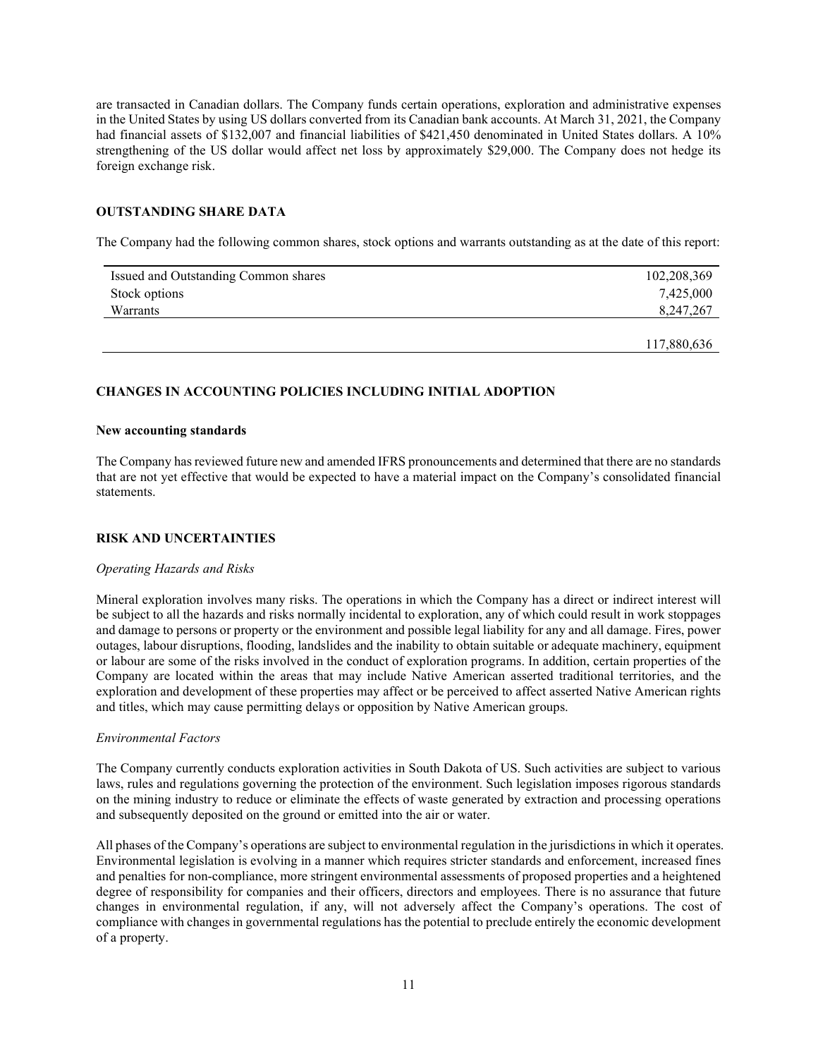are transacted in Canadian dollars. The Company funds certain operations, exploration and administrative expenses in the United States by using US dollars converted from its Canadian bank accounts. At March 31, 2021, the Company had financial assets of $132,007 and financial liabilities of $421,450 denominated in United States dollars. A 10% strengthening of the US dollar would affect net loss by approximately $29,000. The Company does not hedge its foreign exchange risk.

## OUTSTANDING SHARE DATA

The Company had the following common shares, stock options and warrants outstanding as at the date of this report:

| | |
|---|---:|
| Issued and Outstanding Common shares | 102,208,369 |
| Stock options | 7,425,000 |
| Warrants | 8,247,267 |
| | 117,880,636 |

## CHANGES IN ACCOUNTING POLICIES INCLUDING INITIAL ADOPTION

### New accounting standards

The Company has reviewed future new and amended IFRS pronouncements and determined that there are no standards that are not yet effective that would be expected to have a material impact on the Company's consolidated financial statements.

## RISK AND UNCERTAINTIES

*Operating Hazards and Risks*

Mineral exploration involves many risks. The operations in which the Company has a direct or indirect interest will be subject to all the hazards and risks normally incidental to exploration, any of which could result in work stoppages and damage to persons or property or the environment and possible legal liability for any and all damage. Fires, power outages, labour disruptions, flooding, landslides and the inability to obtain suitable or adequate machinery, equipment or labour are some of the risks involved in the conduct of exploration programs. In addition, certain properties of the Company are located within the areas that may include Native American asserted traditional territories, and the exploration and development of these properties may affect or be perceived to affect asserted Native American rights and titles, which may cause permitting delays or opposition by Native American groups.

*Environmental Factors*

The Company currently conducts exploration activities in South Dakota of US. Such activities are subject to various laws, rules and regulations governing the protection of the environment. Such legislation imposes rigorous standards on the mining industry to reduce or eliminate the effects of waste generated by extraction and processing operations and subsequently deposited on the ground or emitted into the air or water.

All phases of the Company's operations are subject to environmental regulation in the jurisdictions in which it operates. Environmental legislation is evolving in a manner which requires stricter standards and enforcement, increased fines and penalties for non-compliance, more stringent environmental assessments of proposed properties and a heightened degree of responsibility for companies and their officers, directors and employees. There is no assurance that future changes in environmental regulation, if any, will not adversely affect the Company's operations. The cost of compliance with changes in governmental regulations has the potential to preclude entirely the economic development of a property.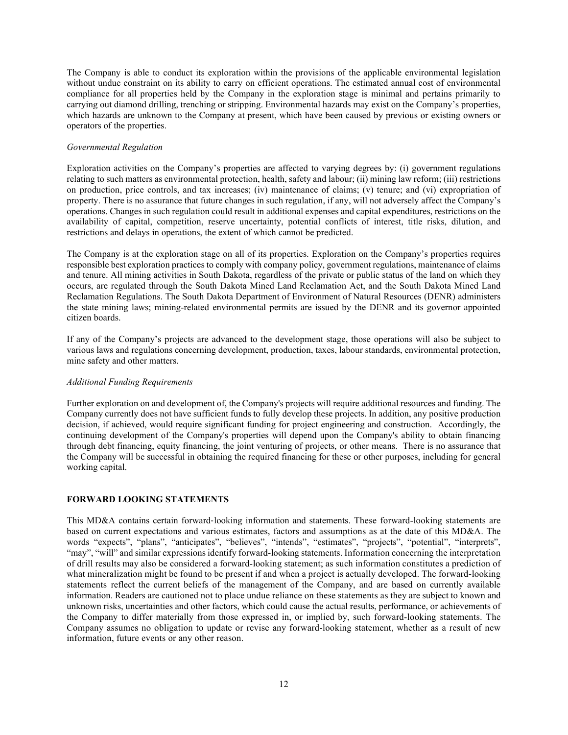The Company is able to conduct its exploration within the provisions of the applicable environmental legislation without undue constraint on its ability to carry on efficient operations. The estimated annual cost of environmental compliance for all properties held by the Company in the exploration stage is minimal and pertains primarily to carrying out diamond drilling, trenching or stripping. Environmental hazards may exist on the Company's properties, which hazards are unknown to the Company at present, which have been caused by previous or existing owners or operators of the properties.

*Governmental Regulation*

Exploration activities on the Company's properties are affected to varying degrees by: (i) government regulations relating to such matters as environmental protection, health, safety and labour; (ii) mining law reform; (iii) restrictions on production, price controls, and tax increases; (iv) maintenance of claims; (v) tenure; and (vi) expropriation of property. There is no assurance that future changes in such regulation, if any, will not adversely affect the Company's operations. Changes in such regulation could result in additional expenses and capital expenditures, restrictions on the availability of capital, competition, reserve uncertainty, potential conflicts of interest, title risks, dilution, and restrictions and delays in operations, the extent of which cannot be predicted.

The Company is at the exploration stage on all of its properties. Exploration on the Company's properties requires responsible best exploration practices to comply with company policy, government regulations, maintenance of claims and tenure. All mining activities in South Dakota, regardless of the private or public status of the land on which they occurs, are regulated through the South Dakota Mined Land Reclamation Act, and the South Dakota Mined Land Reclamation Regulations. The South Dakota Department of Environment of Natural Resources (DENR) administers the state mining laws; mining-related environmental permits are issued by the DENR and its governor appointed citizen boards.

If any of the Company's projects are advanced to the development stage, those operations will also be subject to various laws and regulations concerning development, production, taxes, labour standards, environmental protection, mine safety and other matters.

*Additional Funding Requirements*

Further exploration on and development of, the Company's projects will require additional resources and funding. The Company currently does not have sufficient funds to fully develop these projects. In addition, any positive production decision, if achieved, would require significant funding for project engineering and construction. Accordingly, the continuing development of the Company's properties will depend upon the Company's ability to obtain financing through debt financing, equity financing, the joint venturing of projects, or other means. There is no assurance that the Company will be successful in obtaining the required financing for these or other purposes, including for general working capital.

## FORWARD LOOKING STATEMENTS

This MD&A contains certain forward-looking information and statements. These forward-looking statements are based on current expectations and various estimates, factors and assumptions as at the date of this MD&A. The words "expects", "plans", "anticipates", "believes", "intends", "estimates", "projects", "potential", "interprets", "may", "will" and similar expressions identify forward-looking statements. Information concerning the interpretation of drill results may also be considered a forward-looking statement; as such information constitutes a prediction of what mineralization might be found to be present if and when a project is actually developed. The forward-looking statements reflect the current beliefs of the management of the Company, and are based on currently available information. Readers are cautioned not to place undue reliance on these statements as they are subject to known and unknown risks, uncertainties and other factors, which could cause the actual results, performance, or achievements of the Company to differ materially from those expressed in, or implied by, such forward-looking statements. The Company assumes no obligation to update or revise any forward-looking statement, whether as a result of new information, future events or any other reason.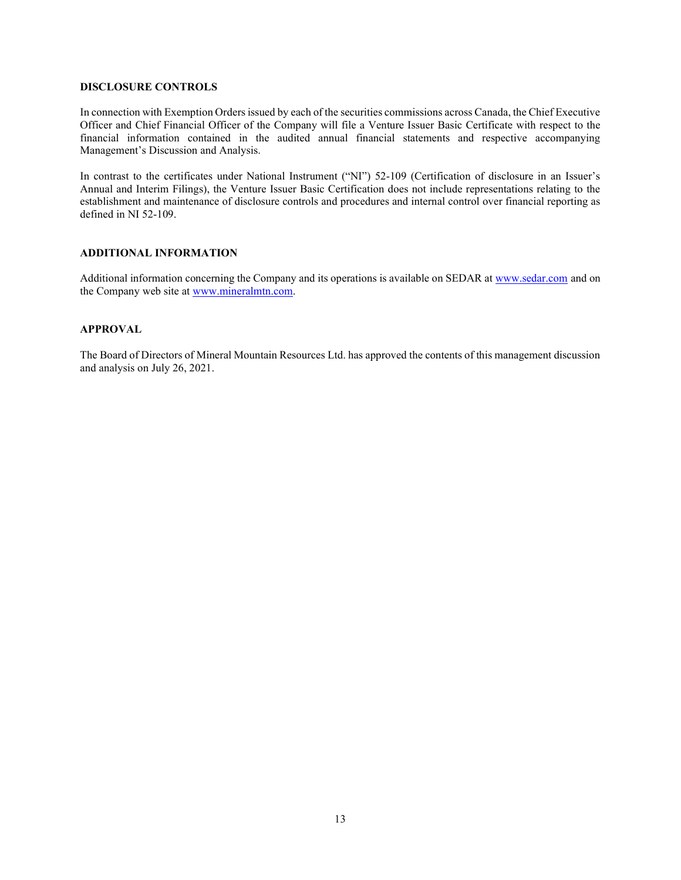## DISCLOSURE CONTROLS

In connection with Exemption Orders issued by each of the securities commissions across Canada, the Chief Executive Officer and Chief Financial Officer of the Company will file a Venture Issuer Basic Certificate with respect to the financial information contained in the audited annual financial statements and respective accompanying Management's Discussion and Analysis.

In contrast to the certificates under National Instrument ("NI") 52-109 (Certification of disclosure in an Issuer's Annual and Interim Filings), the Venture Issuer Basic Certification does not include representations relating to the establishment and maintenance of disclosure controls and procedures and internal control over financial reporting as defined in NI 52-109.

## ADDITIONAL INFORMATION

Additional information concerning the Company and its operations is available on SEDAR at [www.sedar.com](http://www.sedar.com) and on the Company web site at [www.mineralmtn.com](http://www.mineralmtn.com).

## APPROVAL

The Board of Directors of Mineral Mountain Resources Ltd. has approved the contents of this management discussion and analysis on July 26, 2021.